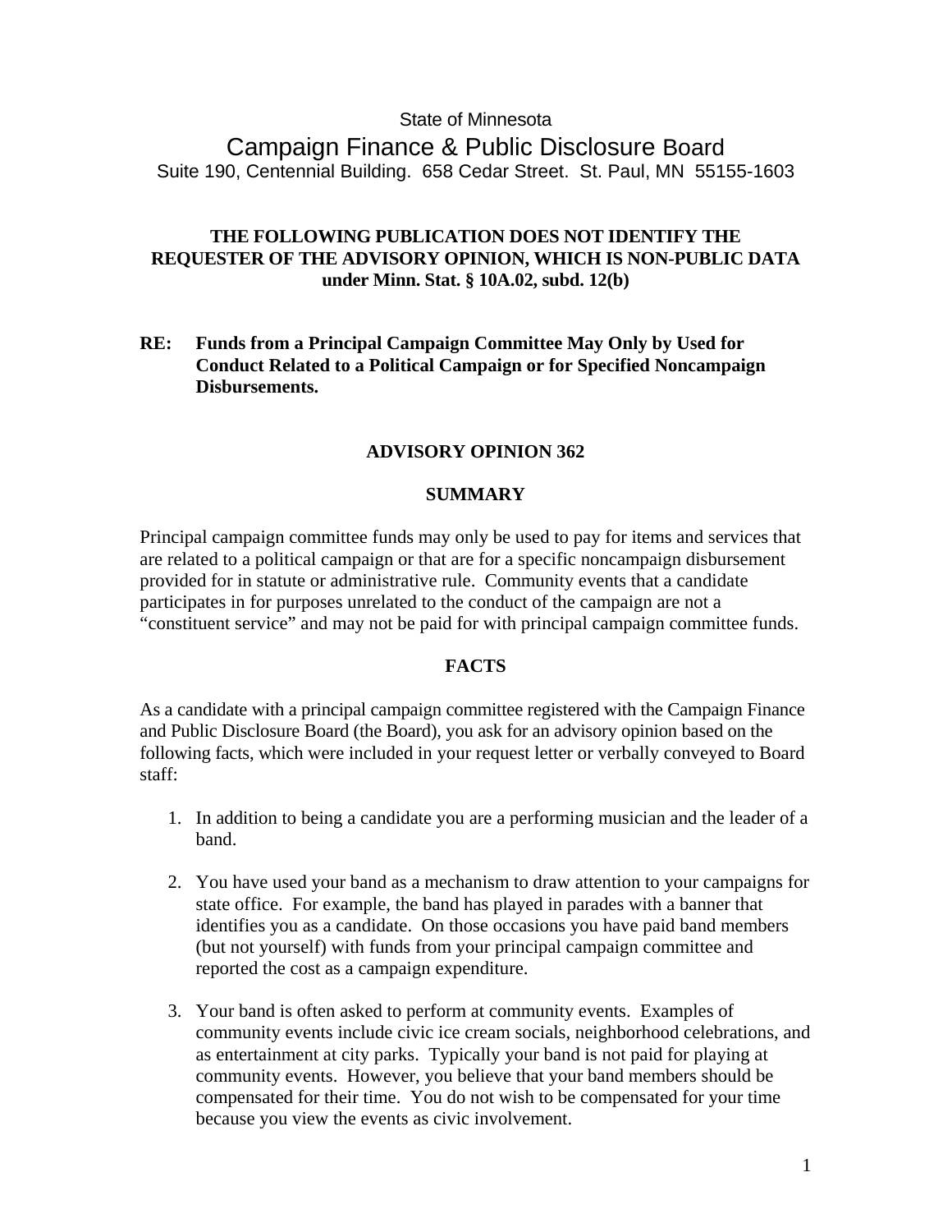State of Minnesota

# Campaign Finance & Public Disclosure Board

Suite 190, Centennial Building. 658 Cedar Street. St. Paul, MN 55155-1603

**THE FOLLOWING PUBLICATION DOES NOT IDENTIFY THE REQUESTER OF THE ADVISORY OPINION, WHICH IS NON-PUBLIC DATA under Minn. Stat. § 10A.02, subd. 12(b)**

**RE: Funds from a Principal Campaign Committee May Only by Used for Conduct Related to a Political Campaign or for Specified Noncampaign Disbursements.**

## ADVISORY OPINION 362

### SUMMARY

Principal campaign committee funds may only be used to pay for items and services that are related to a political campaign or that are for a specific noncampaign disbursement provided for in statute or administrative rule. Community events that a candidate participates in for purposes unrelated to the conduct of the campaign are not a "constituent service" and may not be paid for with principal campaign committee funds.

### FACTS

As a candidate with a principal campaign committee registered with the Campaign Finance and Public Disclosure Board (the Board), you ask for an advisory opinion based on the following facts, which were included in your request letter or verbally conveyed to Board staff:

1. In addition to being a candidate you are a performing musician and the leader of a band.
2. You have used your band as a mechanism to draw attention to your campaigns for state office. For example, the band has played in parades with a banner that identifies you as a candidate. On those occasions you have paid band members (but not yourself) with funds from your principal campaign committee and reported the cost as a campaign expenditure.
3. Your band is often asked to perform at community events. Examples of community events include civic ice cream socials, neighborhood celebrations, and as entertainment at city parks. Typically your band is not paid for playing at community events. However, you believe that your band members should be compensated for their time. You do not wish to be compensated for your time because you view the events as civic involvement.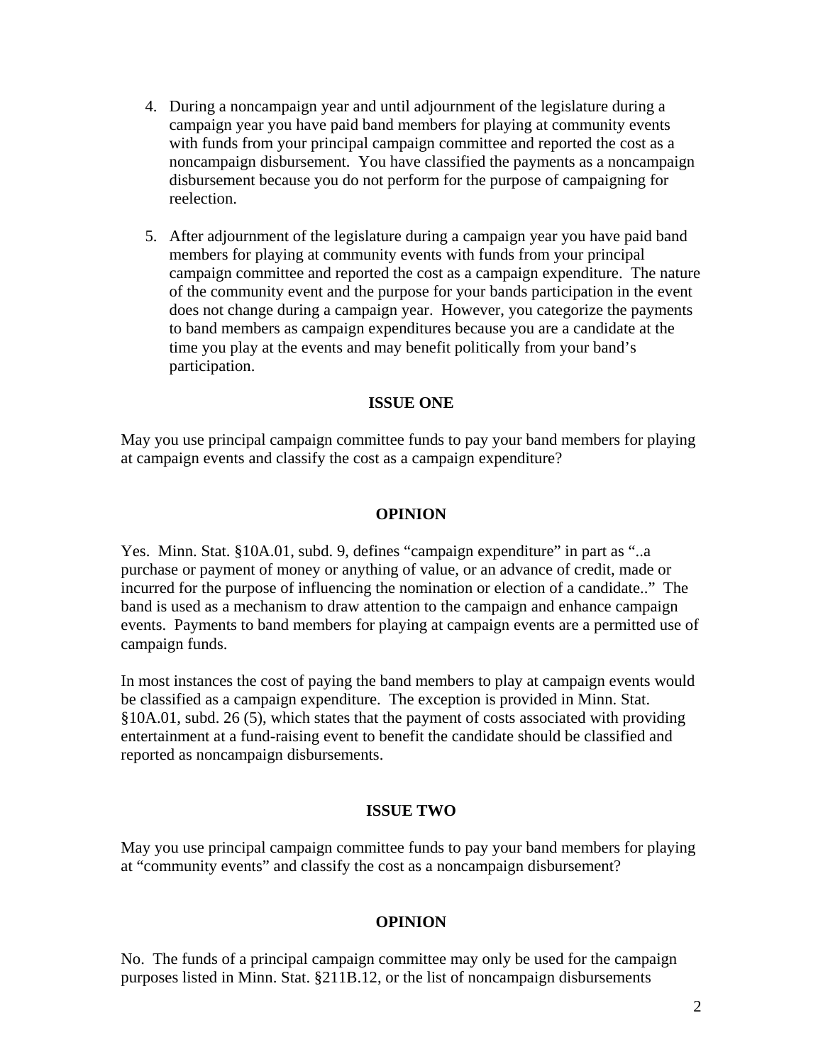4. During a noncampaign year and until adjournment of the legislature during a campaign year you have paid band members for playing at community events with funds from your principal campaign committee and reported the cost as a noncampaign disbursement. You have classified the payments as a noncampaign disbursement because you do not perform for the purpose of campaigning for reelection.

5. After adjournment of the legislature during a campaign year you have paid band members for playing at community events with funds from your principal campaign committee and reported the cost as a campaign expenditure. The nature of the community event and the purpose for your bands participation in the event does not change during a campaign year. However, you categorize the payments to band members as campaign expenditures because you are a candidate at the time you play at the events and may benefit politically from your band's participation.

## ISSUE ONE

May you use principal campaign committee funds to pay your band members for playing at campaign events and classify the cost as a campaign expenditure?

## OPINION

Yes. Minn. Stat. §10A.01, subd. 9, defines "campaign expenditure" in part as "..a purchase or payment of money or anything of value, or an advance of credit, made or incurred for the purpose of influencing the nomination or election of a candidate.." The band is used as a mechanism to draw attention to the campaign and enhance campaign events. Payments to band members for playing at campaign events are a permitted use of campaign funds.

In most instances the cost of paying the band members to play at campaign events would be classified as a campaign expenditure. The exception is provided in Minn. Stat. §10A.01, subd. 26 (5), which states that the payment of costs associated with providing entertainment at a fund-raising event to benefit the candidate should be classified and reported as noncampaign disbursements.

## ISSUE TWO

May you use principal campaign committee funds to pay your band members for playing at "community events" and classify the cost as a noncampaign disbursement?

## OPINION

No. The funds of a principal campaign committee may only be used for the campaign purposes listed in Minn. Stat. §211B.12, or the list of noncampaign disbursements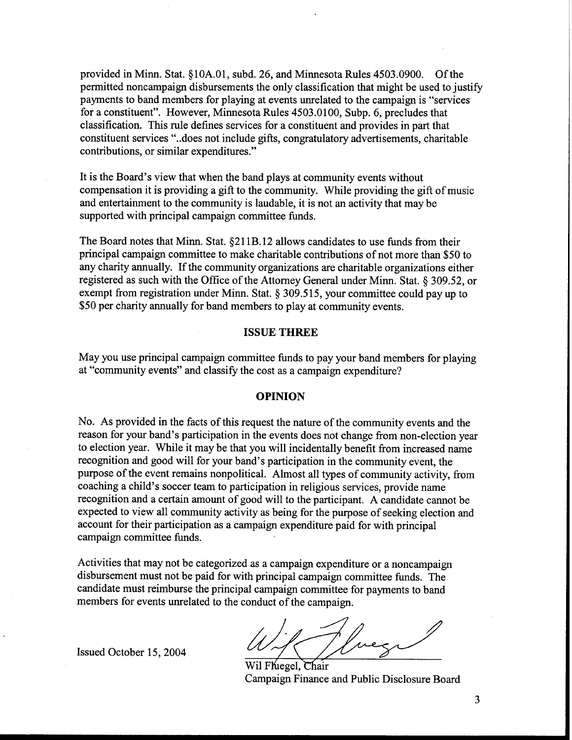provided in Minn. Stat. §10A.01, subd. 26, and Minnesota Rules 4503.0900. Of the permitted noncampaign disbursements the only classification that might be used to justify payments to band members for playing at events unrelated to the campaign is "services for a constituent". However, Minnesota Rules 4503.0100, Subp. 6, precludes that classification. This rule defines services for a constituent and provides in part that constituent services "..does not include gifts, congratulatory advertisements, charitable contributions, or similar expenditures."

It is the Board's view that when the band plays at community events without compensation it is providing a gift to the community. While providing the gift of music and entertainment to the community is laudable, it is not an activity that may be supported with principal campaign committee funds.

The Board notes that Minn. Stat. §211B.12 allows candidates to use funds from their principal campaign committee to make charitable contributions of not more than $50 to any charity annually. If the community organizations are charitable organizations either registered as such with the Office of the Attorney General under Minn. Stat. § 309.52, or exempt from registration under Minn. Stat. § 309.515, your committee could pay up to $50 per charity annually for band members to play at community events.

## ISSUE THREE

May you use principal campaign committee funds to pay your band members for playing at "community events" and classify the cost as a campaign expenditure?

## OPINION

No. As provided in the facts of this request the nature of the community events and the reason for your band's participation in the events does not change from non-election year to election year. While it may be that you will incidentally benefit from increased name recognition and good will for your band's participation in the community event, the purpose of the event remains nonpolitical. Almost all types of community activity, from coaching a child's soccer team to participation in religious services, provide name recognition and a certain amount of good will to the participant. A candidate cannot be expected to view all community activity as being for the purpose of seeking election and account for their participation as a campaign expenditure paid for with principal campaign committee funds.

Activities that may not be categorized as a campaign expenditure or a noncampaign disbursement must not be paid for with principal campaign committee funds. The candidate must reimburse the principal campaign committee for payments to band members for events unrelated to the conduct of the campaign.

Issued October 15, 2004

Wil Fluegel, Chair
Campaign Finance and Public Disclosure Board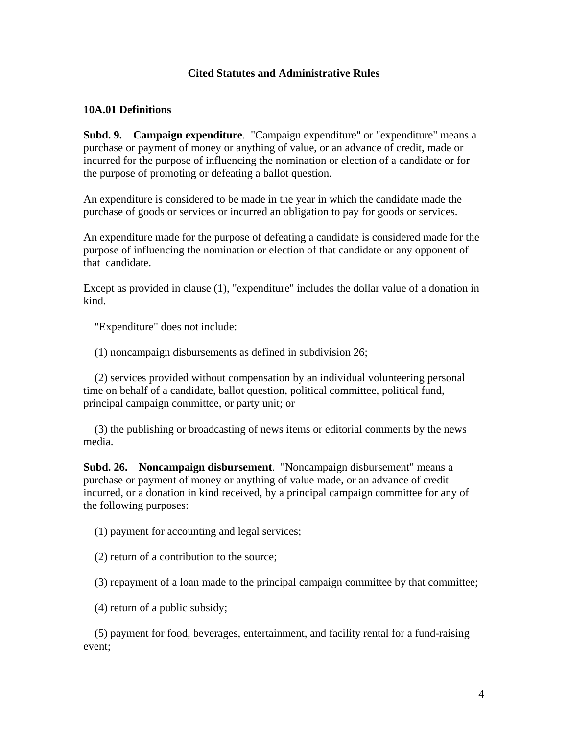## Cited Statutes and Administrative Rules

### 10A.01 Definitions

**Subd. 9. Campaign expenditure**. "Campaign expenditure" or "expenditure" means a purchase or payment of money or anything of value, or an advance of credit, made or incurred for the purpose of influencing the nomination or election of a candidate or for the purpose of promoting or defeating a ballot question.

An expenditure is considered to be made in the year in which the candidate made the purchase of goods or services or incurred an obligation to pay for goods or services.

An expenditure made for the purpose of defeating a candidate is considered made for the purpose of influencing the nomination or election of that candidate or any opponent of that candidate.

Except as provided in clause (1), "expenditure" includes the dollar value of a donation in kind.

"Expenditure" does not include:

(1) noncampaign disbursements as defined in subdivision 26;

(2) services provided without compensation by an individual volunteering personal time on behalf of a candidate, ballot question, political committee, political fund, principal campaign committee, or party unit; or

(3) the publishing or broadcasting of news items or editorial comments by the news media.

**Subd. 26. Noncampaign disbursement**. "Noncampaign disbursement" means a purchase or payment of money or anything of value made, or an advance of credit incurred, or a donation in kind received, by a principal campaign committee for any of the following purposes:

(1) payment for accounting and legal services;

(2) return of a contribution to the source;

(3) repayment of a loan made to the principal campaign committee by that committee;

(4) return of a public subsidy;

(5) payment for food, beverages, entertainment, and facility rental for a fund-raising event;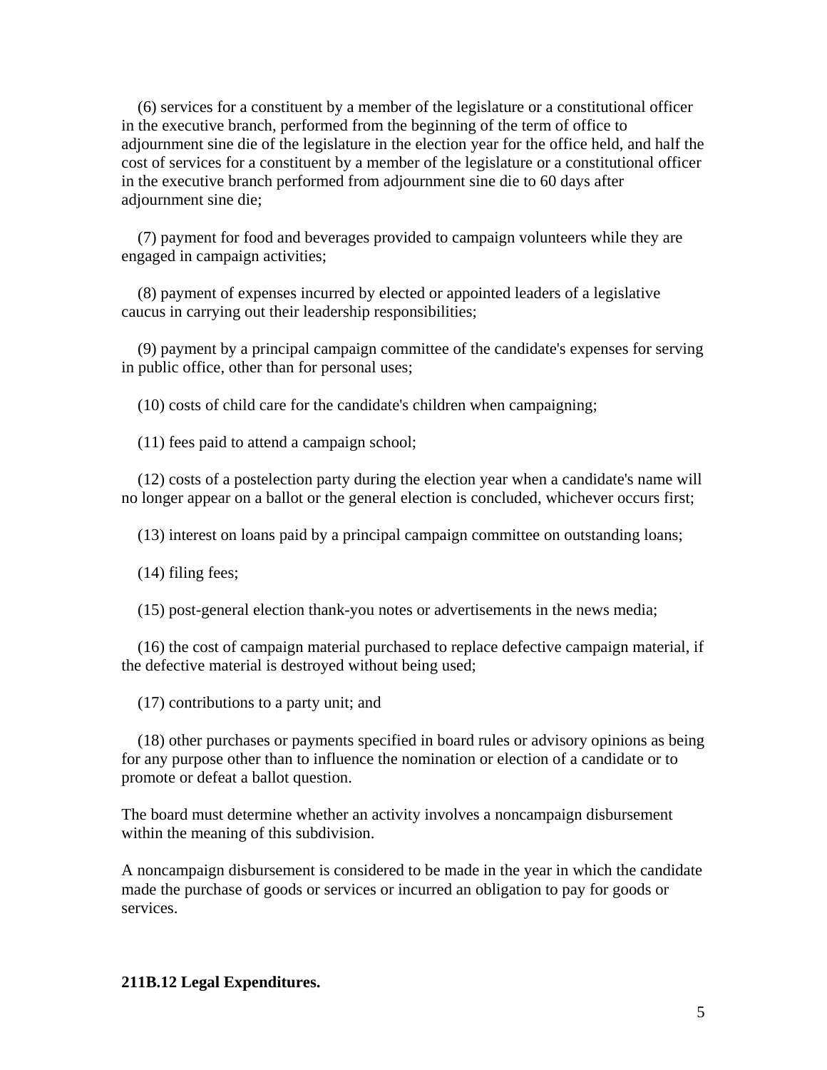(6) services for a constituent by a member of the legislature or a constitutional officer in the executive branch, performed from the beginning of the term of office to adjournment sine die of the legislature in the election year for the office held, and half the cost of services for a constituent by a member of the legislature or a constitutional officer in the executive branch performed from adjournment sine die to 60 days after adjournment sine die;

(7) payment for food and beverages provided to campaign volunteers while they are engaged in campaign activities;

(8) payment of expenses incurred by elected or appointed leaders of a legislative caucus in carrying out their leadership responsibilities;

(9) payment by a principal campaign committee of the candidate's expenses for serving in public office, other than for personal uses;

(10) costs of child care for the candidate's children when campaigning;

(11) fees paid to attend a campaign school;

(12) costs of a postelection party during the election year when a candidate's name will no longer appear on a ballot or the general election is concluded, whichever occurs first;

(13) interest on loans paid by a principal campaign committee on outstanding loans;

(14) filing fees;

(15) post-general election thank-you notes or advertisements in the news media;

(16) the cost of campaign material purchased to replace defective campaign material, if the defective material is destroyed without being used;

(17) contributions to a party unit; and

(18) other purchases or payments specified in board rules or advisory opinions as being for any purpose other than to influence the nomination or election of a candidate or to promote or defeat a ballot question.

The board must determine whether an activity involves a noncampaign disbursement within the meaning of this subdivision.

A noncampaign disbursement is considered to be made in the year in which the candidate made the purchase of goods or services or incurred an obligation to pay for goods or services.

**211B.12 Legal Expenditures.**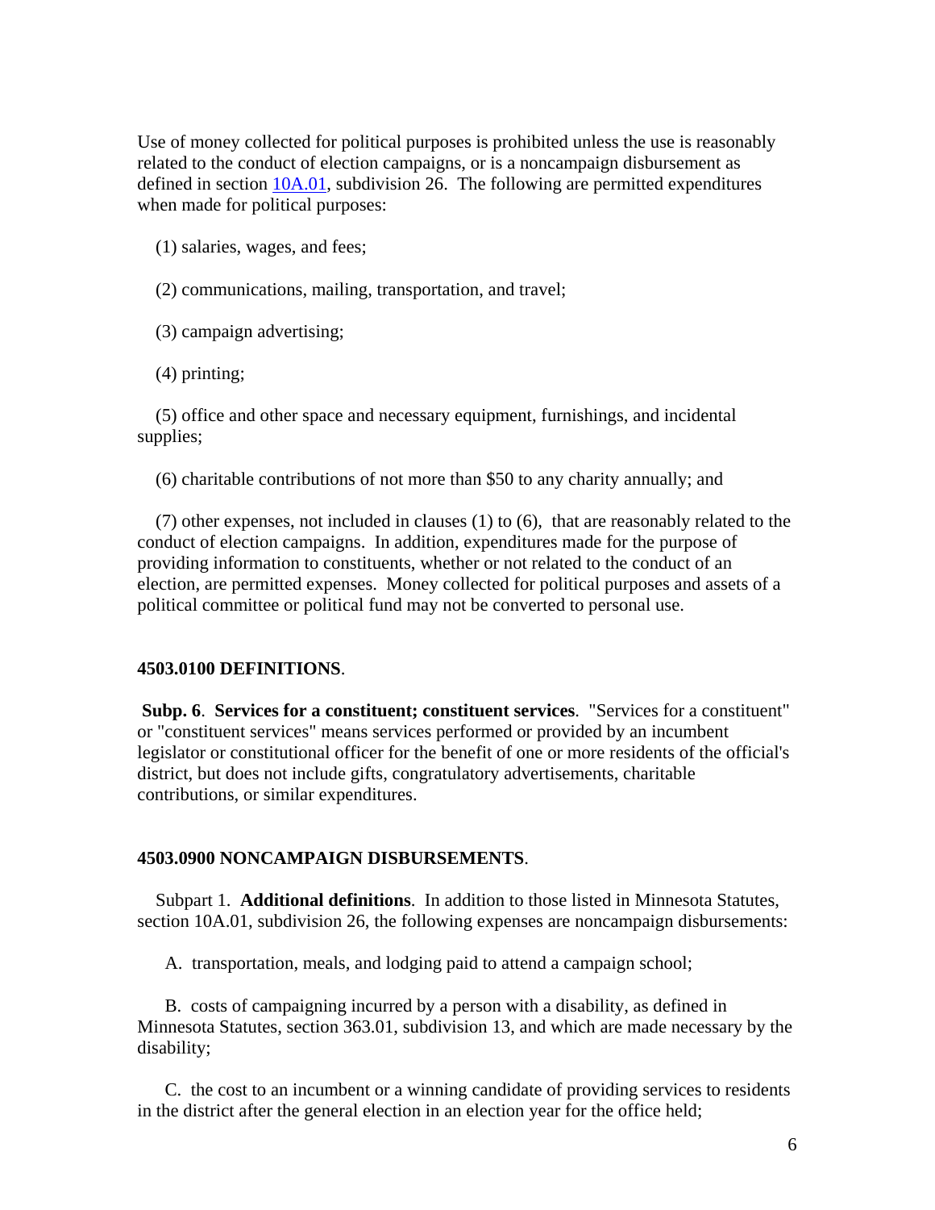Use of money collected for political purposes is prohibited unless the use is reasonably related to the conduct of election campaigns, or is a noncampaign disbursement as defined in section [10A.01](#), subdivision 26. The following are permitted expenditures when made for political purposes:

(1) salaries, wages, and fees;

(2) communications, mailing, transportation, and travel;

(3) campaign advertising;

(4) printing;

(5) office and other space and necessary equipment, furnishings, and incidental supplies;

(6) charitable contributions of not more than $50 to any charity annually; and

(7) other expenses, not included in clauses (1) to (6), that are reasonably related to the conduct of election campaigns. In addition, expenditures made for the purpose of providing information to constituents, whether or not related to the conduct of an election, are permitted expenses. Money collected for political purposes and assets of a political committee or political fund may not be converted to personal use.

**4503.0100 DEFINITIONS**.

**Subp. 6**. **Services for a constituent; constituent services**. "Services for a constituent" or "constituent services" means services performed or provided by an incumbent legislator or constitutional officer for the benefit of one or more residents of the official's district, but does not include gifts, congratulatory advertisements, charitable contributions, or similar expenditures.

**4503.0900 NONCAMPAIGN DISBURSEMENTS**.

Subpart 1. **Additional definitions**. In addition to those listed in Minnesota Statutes, section 10A.01, subdivision 26, the following expenses are noncampaign disbursements:

A. transportation, meals, and lodging paid to attend a campaign school;

B. costs of campaigning incurred by a person with a disability, as defined in Minnesota Statutes, section 363.01, subdivision 13, and which are made necessary by the disability;

C. the cost to an incumbent or a winning candidate of providing services to residents in the district after the general election in an election year for the office held;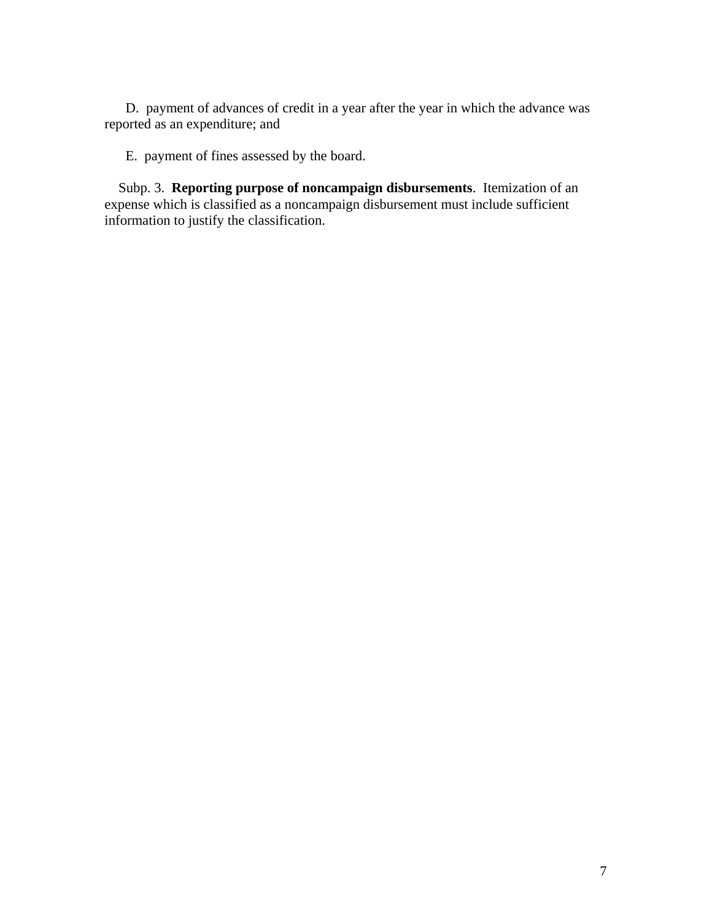D. payment of advances of credit in a year after the year in which the advance was reported as an expenditure; and

E. payment of fines assessed by the board.

Subp. 3. **Reporting purpose of noncampaign disbursements**. Itemization of an expense which is classified as a noncampaign disbursement must include sufficient information to justify the classification.